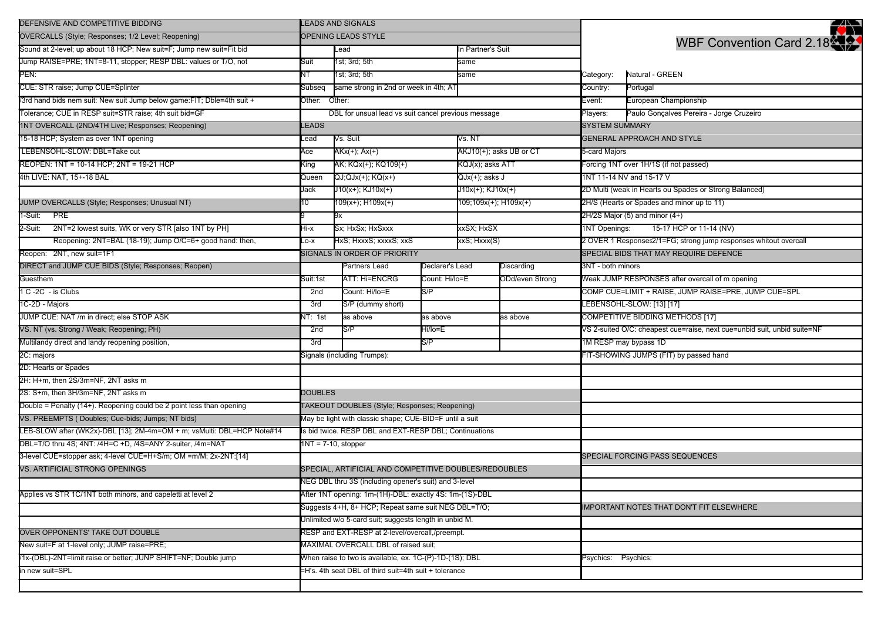# WBF Convention Card 2.18

| | |
|---|---|
| Category: | Natural - GREEN |
| Country: | Portugal |
| Event: | European Championship |
| Players: | Paulo Gonçalves Pereira - Jorge Cruzeiro |

## SYSTEM SUMMARY

### GENERAL APPROACH AND STYLE

5-card Majors

Forcing 1NT over 1H/1S (if not passed)

1NT 11-14 NV and 15-17 V

2D Multi (weak in Hearts ou Spades or Strong Balanced)

2H/S (Hearts or Spades and minor up to 11)

2H/2S Major (5) and minor (4+)

1NT Openings: 15-17 HCP or 11-14 (NV)

2 OVER 1 Responses2/1=FG; strong jump responses whitout overcall

### SPECIAL BIDS THAT MAY REQUIRE DEFENCE

3NT - both minors

Weak JUMP RESPONSES after overcall of m opening

COMP CUE=LIMIT + RAISE, JUMP RAISE=PRE, JUMP CUE=SPL

LEBENSOHL-SLOW: [13] [17]

COMPETITIVE BIDDING METHODS [17]

VS 2-suited O/C: cheapest cue=raise, next cue=unbid suit, unbid suite=NF

1M RESP may bypass 1D

FIT-SHOWING JUMPS (FIT) by passed hand

### SPECIAL FORCING PASS SEQUENCES

### IMPORTANT NOTES THAT DON'T FIT ELSEWHERE

Psychics: Psychics:

## DEFENSIVE AND COMPETITIVE BIDDING

### OVERCALLS (Style; Responses; 1/2 Level; Reopening)

Sound at 2-level; up about 18 HCP; New suit=F; Jump new suit=Fit bid

Jump RAISE=PRE; 1NT=8-11, stopper; RESP DBL: values or T/O, not PEN:

CUE: STR raise; Jump CUE=Splinter

/3rd hand bids nem suit: New suit Jump below game:FIT; Dble=4th suit + Tolerance; CUE in RESP suit=STR raise; 4th suit bid=GF

### 1NT OVERCALL (2ND/4TH Live; Responses; Reopening)

15-18 HCP; System as over 1NT opening

LEBENSOHL-SLOW: DBL=Take out

REOPEN: 1NT = 10-14 HCP; 2NT = 19-21 HCP

4th LIVE: NAT, 15+-18 BAL

### JUMP OVERCALLS (Style; Responses; Unusual NT)

1-Suit: PRE

2-Suit: 2NT=2 lowest suits, WK or very STR [also 1NT by PH]

Reopening: 2NT=BAL (18-19); Jump O/C=6+ good hand: then,

Reopen: 2NT, new suit=1F1

### DIRECT and JUMP CUE BIDS (Style; Responses; Reopen)

Guesthem

1 C -2C - is Clubs

1C-2D - Majors

JUMP CUE: NAT /m in direct; else STOP ASK

### VS. NT (vs. Strong / Weak; Reopening; PH)

Multilandy direct and landy reopening position,

2C: majors

2D: Hearts or Spades

2H: H+m, then 2S/3m=NF, 2NT asks m

2S: S+m, then 3H/3m=NF, 2NT asks m

Double = Penalty (14+). Reopening could be 2 point less than opening

### VS. PREEMPTS ( Doubles; Cue-bids; Jumps; NT bids)

LEB-SLOW after (WK2x)-DBL [13]; 2M-4m=OM + m; vsMulti: DBL=HCP Note#14

DBL=T/O thru 4S; 4NT: /4H=C +D, /4S=ANY 2-suiter, /4m=NAT

3-level CUE=stopper ask; 4-level CUE=H+S/m; OM =m/M; 2x-2NT:[14]

### VS. ARTIFICIAL STRONG OPENINGS

Applies vs STR 1C/1NT both minors, and capeletti at level 2

### OVER OPPONENTS' TAKE OUT DOUBLE

New suit=F at 1-level only; JUMP raise=PRE;

/1x-(DBL)-2NT=limit raise or better; JUNP SHIFT=NF; Double jump in new suit=SPL

## LEADS AND SIGNALS

### OPENING LEADS STYLE

| | Lead | In Partner's Suit |
|---|---|---|
| Suit | 1st; 3rd; 5th | same |
| NT | 1st; 3rd; 5th | same |
| Subseq | same strong in 2nd or week in 4th; AT | |
| Other: | Other: | |

DBL for unusal lead vs suit cancel previous message

### LEADS

| Lead | Vs. Suit | Vs. NT |
|---|---|---|
| Ace | AKx(+); Ax(+) | AKJ10(+); asks UB or CT |
| King | AK; KQx(+); KQ109(+) | KQJ(x); asks ATT |
| Queen | QJ;QJx(+); KQ(x+) | QJx(+); asks J |
| Jack | J10(x+); KJ10x(+) | J10x(+); KJ10x(+) |
| 10 | 109(x+); H109x(+) | 109;109x(+); H109x(+) |
| 9 | 9x | |
| Hi-x | Sx; HxSx; HxSxxx | xxSX; HxSX |
| Lo-x | HxS; HxxxS; xxxxS; xxS | xxS; Hxxx(S) |

### SIGNALS IN ORDER OF PRIORITY

| | | Partners Lead | Declarer's Lead | Discarding |
|---|---|---|---|---|
| Suit: | 1st | ATT: HI=ENCRG | Count: Hi/lo=E | ODd/even Strong |
| | 2nd | Count: Hi/lo=E | S/P | |
| | 3rd | S/P (dummy short) | | |
| NT: | 1st | as above | as above | as above |
| | 2nd | S/P | Hi/lo=E | |
| | 3rd | | S/P | |

Signals (including Trumps):

## DOUBLES

### TAKEOUT DOUBLES (Style; Responses; Reopening)

May be light with classic shape; CUE-BID=F until a suit is bid twice. RESP DBL and EXT-RESP DBL; Continuations

1NT = 7-10, stopper

### SPECIAL, ARTIFICIAL AND COMPETITIVE DOUBLES/REDOUBLES

NEG DBL thru 3S (including opener's suit) and 3-level

After 1NT opening: 1m-(1H)-DBL: exactly 4S: 1m-(1S)-DBL

Suggests 4+H, 8+ HCP; Repeat same suit NEG DBL=T/O;

Unlimited w/o 5-card suit; suggests length in unbid M.

RESP and EXT-RESP at 2-level/overcall,/preempt.

MAXIMAL OVERCALL DBL of raised suit;

When raise to two is available, ex. 1C-(P)-1D-(1S); DBL =H's. 4th seat DBL of third suit=4th suit + tolerance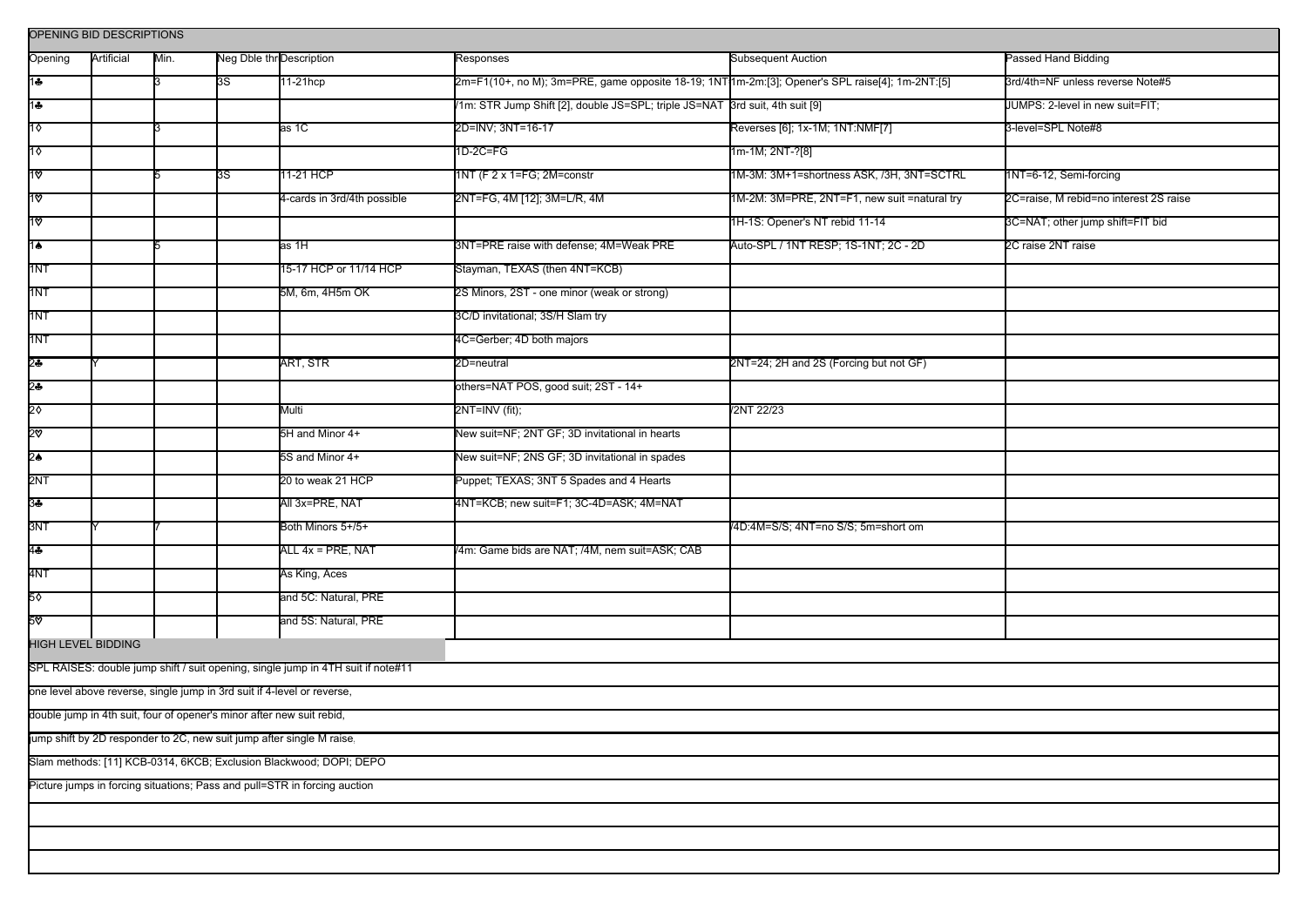## OPENING BID DESCRIPTIONS

| Opening | Artificial | Min. | Neg Dble thr | Description | Responses | Subsequent Auction | Passed Hand Bidding |
|---|---|---|---|---|---|---|---|
| 1♣ | | 3 | 3S | 11-21hcp | 2m=F1(10+, no M); 3m=PRE, game opposite 18-19; 1NT | 1m-2m:[3]; Opener's SPL raise[4]; 1m-2NT:[5] | 3rd/4th=NF unless reverse Note#5 |
| 1♣ | | | | | /1m: STR Jump Shift [2], double JS=SPL; triple JS=NAT | 3rd suit, 4th suit [9] | JUMPS: 2-level in new suit=FIT; |
| 1♢ | | 3 | | as 1C | 2D=INV; 3NT=16-17 | Reverses [6]; 1x-1M; 1NT:NMF[7] | 3-level=SPL Note#8 |
| 1♢ | | | | | 1D-2C=FG | 1m-1M; 2NT-?[8] | |
| 1♡ | | 5 | 3S | 11-21 HCP | 1NT (F 2 x 1=FG; 2M=constr | 1M-3M: 3M+1=shortness ASK, /3H, 3NT=SCTRL | 1NT=6-12, Semi-forcing |
| 1♡ | | | | 4-cards in 3rd/4th possible | 2NT=FG, 4M [12]; 3M=L/R, 4M | 1M-2M: 3M=PRE, 2NT=F1, new suit =natural try | 2C=raise, M rebid=no interest 2S raise |
| 1♡ | | | | | | 1H-1S: Opener's NT rebid 11-14 | 3C=NAT; other jump shift=FIT bid |
| 1♠ | | 5 | | as 1H | 3NT=PRE raise with defense; 4M=Weak PRE | Auto-SPL / 1NT RESP; 1S-1NT; 2C - 2D | 2C raise 2NT raise |
| 1NT | | | | 15-17 HCP or 11/14 HCP | Stayman, TEXAS (then 4NT=KCB) | | |
| 1NT | | | | 5M, 6m, 4H5m OK | 2S Minors, 2ST - one minor (weak or strong) | | |
| 1NT | | | | | 3C/D invitational; 3S/H Slam try | | |
| 1NT | | | | | 4C=Gerber; 4D both majors | | |
| 2♣ | Y | | | ART, STR | 2D=neutral | 2NT=24; 2H and 2S (Forcing but not GF) | |
| 2♣ | | | | | others=NAT POS, good suit; 2ST - 14+ | | |
| 2♢ | | | | Multi | 2NT=INV (fit); | /2NT 22/23 | |
| 2♡ | | | | 5H and Minor 4+ | New suit=NF; 2NT GF; 3D invitational in hearts | | |
| 2♠ | | | | 5S and Minor 4+ | New suit=NF; 2NS GF; 3D invitational in spades | | |
| 2NT | | | | 20 to weak 21 HCP | Puppet; TEXAS; 3NT 5 Spades and 4 Hearts | | |
| 3♣ | | | | All 3x=PRE, NAT | 4NT=KCB; new suit=F1; 3C-4D=ASK; 4M=NAT | | |
| 3NT | Y | 7 | | Both Minors 5+/5+ | | /4D:4M=S/S; 4NT=no S/S; 5m=short om | |
| 4♣ | | | | ALL 4x = PRE, NAT | /4m: Game bids are NAT; /4M, nem suit=ASK; CAB | | |
| 4NT | | | | As King, Aces | | | |
| 5♢ | | | | and 5C: Natural, PRE | | | |
| 5♡ | | | | and 5S: Natural, PRE | | | |

## HIGH LEVEL BIDDING

SPL RAISES: double jump shift / suit opening, single jump in 4TH suit if note#11

one level above reverse, single jump in 3rd suit if 4-level or reverse,

double jump in 4th suit, four of opener's minor after new suit rebid,

jump shift by 2D responder to 2C, new suit jump after single M raise,

Slam methods: [11] KCB-0314, 6KCB; Exclusion Blackwood; DOPI; DEPO

Picture jumps in forcing situations; Pass and pull=STR in forcing auction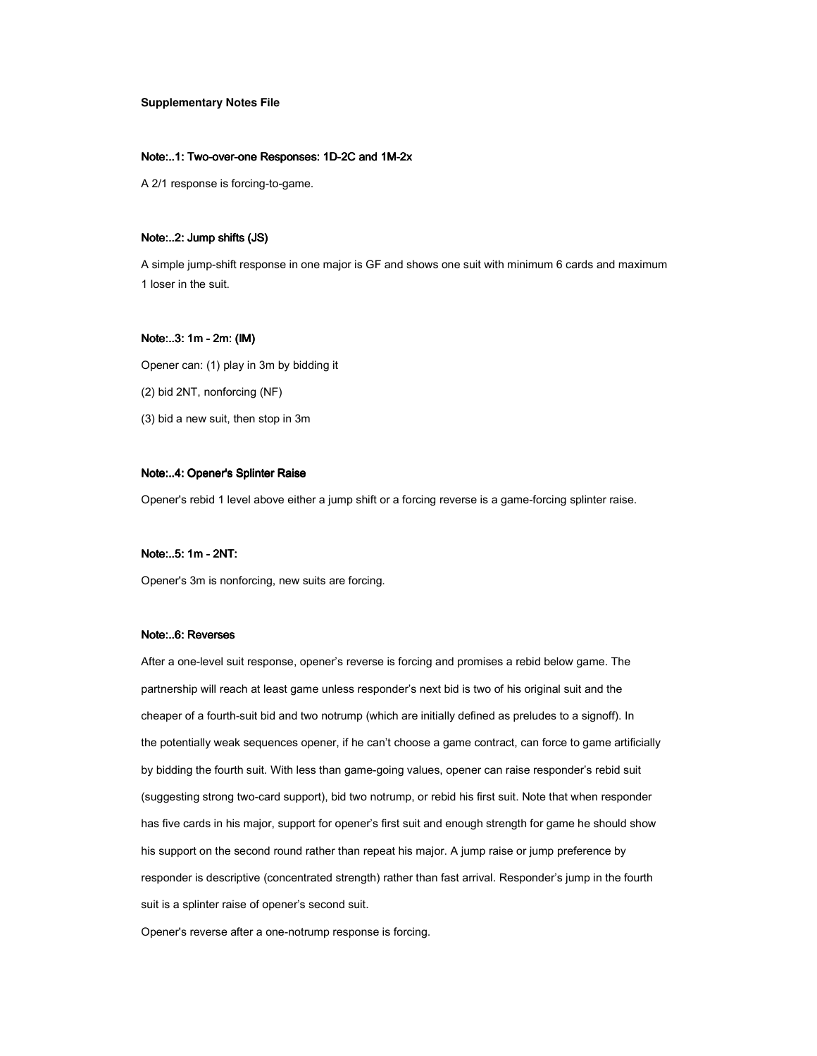**Supplementary Notes File**

**Note:..1: Two-over-one Responses: 1D-2C and 1M-2x**

A 2/1 response is forcing-to-game.

**Note:..2: Jump shifts (JS)**

A simple jump-shift response in one major is GF and shows one suit with minimum 6 cards and maximum 1 loser in the suit.

**Note:..3: 1m - 2m: (IM)**

Opener can: (1) play in 3m by bidding it

(2) bid 2NT, nonforcing (NF)

(3) bid a new suit, then stop in 3m

**Note:..4: Opener's Splinter Raise**

Opener's rebid 1 level above either a jump shift or a forcing reverse is a game-forcing splinter raise.

**Note:..5: 1m - 2NT:**

Opener's 3m is nonforcing, new suits are forcing.

**Note:..6: Reverses**

After a one-level suit response, opener's reverse is forcing and promises a rebid below game. The partnership will reach at least game unless responder's next bid is two of his original suit and the cheaper of a fourth-suit bid and two notrump (which are initially defined as preludes to a signoff). In the potentially weak sequences opener, if he can't choose a game contract, can force to game artificially by bidding the fourth suit. With less than game-going values, opener can raise responder's rebid suit (suggesting strong two-card support), bid two notrump, or rebid his first suit. Note that when responder has five cards in his major, support for opener's first suit and enough strength for game he should show his support on the second round rather than repeat his major. A jump raise or jump preference by responder is descriptive (concentrated strength) rather than fast arrival. Responder's jump in the fourth suit is a splinter raise of opener's second suit.

Opener's reverse after a one-notrump response is forcing.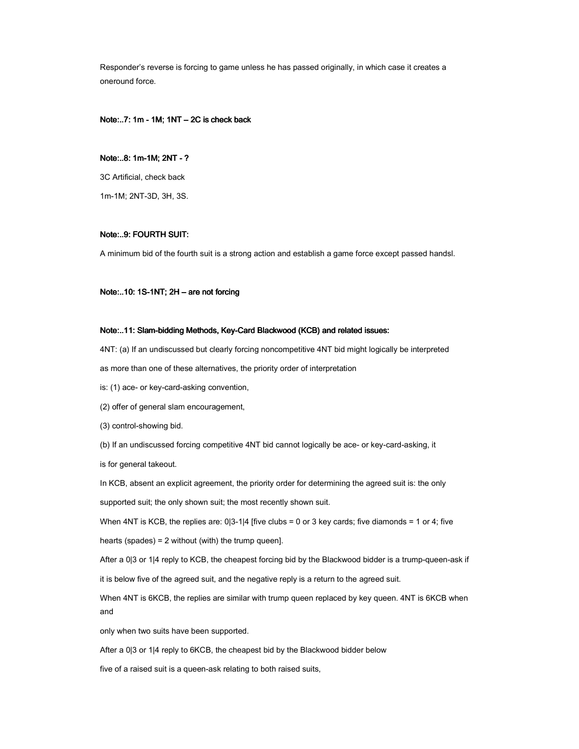Responder's reverse is forcing to game unless he has passed originally, in which case it creates a oneround force.

**Note:..7: 1m - 1M; 1NT – 2C is check back**

**Note:..8: 1m-1M; 2NT - ?**

3C Artificial, check back

1m-1M; 2NT-3D, 3H, 3S.

**Note:..9: FOURTH SUIT:**

A minimum bid of the fourth suit is a strong action and establish a game force except passed handsl.

**Note:..10: 1S-1NT; 2H – are not forcing**

**Note:..11: Slam-bidding Methods, Key-Card Blackwood (KCB) and related issues:**

4NT: (a) If an undiscussed but clearly forcing noncompetitive 4NT bid might logically be interpreted as more than one of these alternatives, the priority order of interpretation is: (1) ace- or key-card-asking convention,

(2) offer of general slam encouragement,

(3) control-showing bid.

(b) If an undiscussed forcing competitive 4NT bid cannot logically be ace- or key-card-asking, it is for general takeout.

In KCB, absent an explicit agreement, the priority order for determining the agreed suit is: the only supported suit; the only shown suit; the most recently shown suit.

When 4NT is KCB, the replies are: 0|3-1|4 [five clubs = 0 or 3 key cards; five diamonds = 1 or 4; five hearts (spades) = 2 without (with) the trump queen].

After a 0|3 or 1|4 reply to KCB, the cheapest forcing bid by the Blackwood bidder is a trump-queen-ask if it is below five of the agreed suit, and the negative reply is a return to the agreed suit.

When 4NT is 6KCB, the replies are similar with trump queen replaced by key queen. 4NT is 6KCB when and only when two suits have been supported.

After a 0|3 or 1|4 reply to 6KCB, the cheapest bid by the Blackwood bidder below five of a raised suit is a queen-ask relating to both raised suits,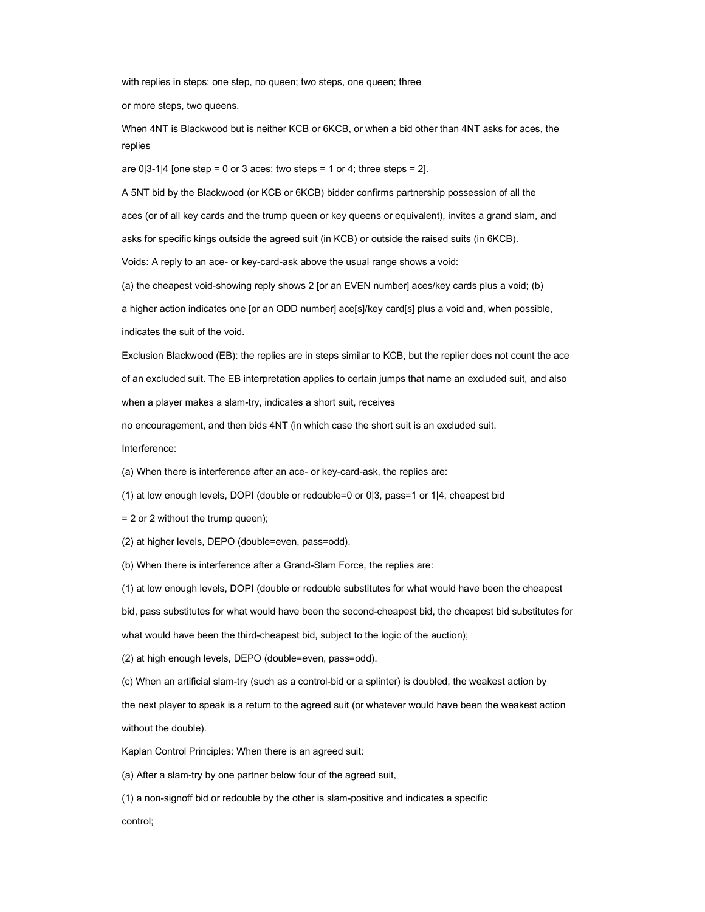with replies in steps: one step, no queen; two steps, one queen; three or more steps, two queens.

When 4NT is Blackwood but is neither KCB or 6KCB, or when a bid other than 4NT asks for aces, the replies are 0|3-1|4 [one step = 0 or 3 aces; two steps = 1 or 4; three steps = 2].

A 5NT bid by the Blackwood (or KCB or 6KCB) bidder confirms partnership possession of all the aces (or of all key cards and the trump queen or key queens or equivalent), invites a grand slam, and asks for specific kings outside the agreed suit (in KCB) or outside the raised suits (in 6KCB).

Voids: A reply to an ace- or key-card-ask above the usual range shows a void:

(a) the cheapest void-showing reply shows 2 [or an EVEN number] aces/key cards plus a void; (b) a higher action indicates one [or an ODD number] ace[s]/key card[s] plus a void and, when possible, indicates the suit of the void.

Exclusion Blackwood (EB): the replies are in steps similar to KCB, but the replier does not count the ace of an excluded suit. The EB interpretation applies to certain jumps that name an excluded suit, and also when a player makes a slam-try, indicates a short suit, receives no encouragement, and then bids 4NT (in which case the short suit is an excluded suit.

Interference:

(a) When there is interference after an ace- or key-card-ask, the replies are:

(1) at low enough levels, DOPI (double or redouble=0 or 0|3, pass=1 or 1|4, cheapest bid = 2 or 2 without the trump queen);

(2) at higher levels, DEPO (double=even, pass=odd).

(b) When there is interference after a Grand-Slam Force, the replies are:

(1) at low enough levels, DOPI (double or redouble substitutes for what would have been the cheapest bid, pass substitutes for what would have been the second-cheapest bid, the cheapest bid substitutes for what would have been the third-cheapest bid, subject to the logic of the auction);

(2) at high enough levels, DEPO (double=even, pass=odd).

(c) When an artificial slam-try (such as a control-bid or a splinter) is doubled, the weakest action by the next player to speak is a return to the agreed suit (or whatever would have been the weakest action without the double).

Kaplan Control Principles: When there is an agreed suit:

(a) After a slam-try by one partner below four of the agreed suit,

(1) a non-signoff bid or redouble by the other is slam-positive and indicates a specific control;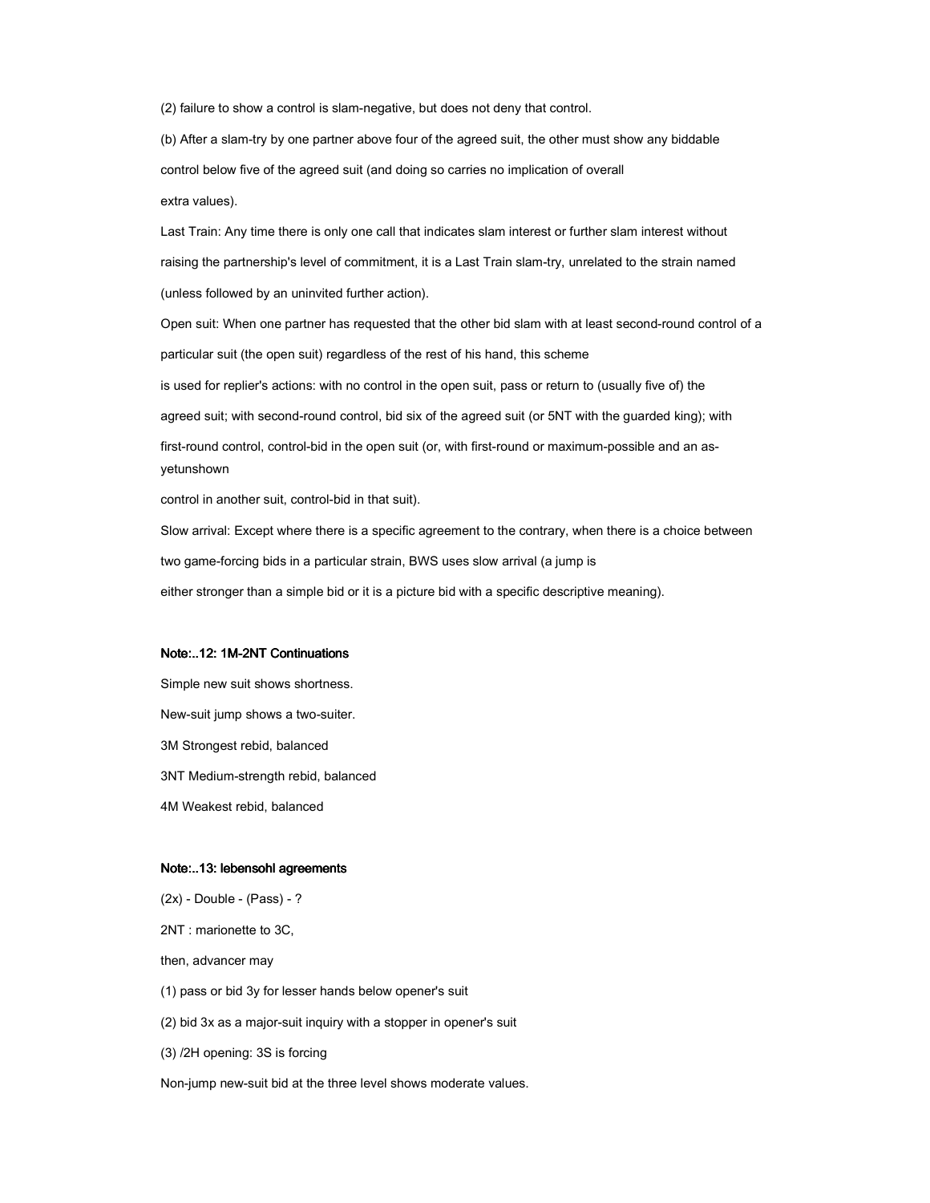(2) failure to show a control is slam-negative, but does not deny that control.

(b) After a slam-try by one partner above four of the agreed suit, the other must show any biddable control below five of the agreed suit (and doing so carries no implication of overall extra values).

Last Train: Any time there is only one call that indicates slam interest or further slam interest without raising the partnership's level of commitment, it is a Last Train slam-try, unrelated to the strain named (unless followed by an uninvited further action).

Open suit: When one partner has requested that the other bid slam with at least second-round control of a particular suit (the open suit) regardless of the rest of his hand, this scheme is used for replier's actions: with no control in the open suit, pass or return to (usually five of) the agreed suit; with second-round control, bid six of the agreed suit (or 5NT with the guarded king); with first-round control, control-bid in the open suit (or, with first-round or maximum-possible and an as-yetunshown control in another suit, control-bid in that suit).

Slow arrival: Except where there is a specific agreement to the contrary, when there is a choice between two game-forcing bids in a particular strain, BWS uses slow arrival (a jump is either stronger than a simple bid or it is a picture bid with a specific descriptive meaning).

#### Note:..12: 1M-2NT Continuations

Simple new suit shows shortness.

New-suit jump shows a two-suiter.

3M Strongest rebid, balanced

3NT Medium-strength rebid, balanced

4M Weakest rebid, balanced

#### Note:..13: lebensohl agreements

(2x) - Double - (Pass) - ?

2NT : marionette to 3C,

then, advancer may

(1) pass or bid 3y for lesser hands below opener's suit

(2) bid 3x as a major-suit inquiry with a stopper in opener's suit

(3) /2H opening: 3S is forcing

Non-jump new-suit bid at the three level shows moderate values.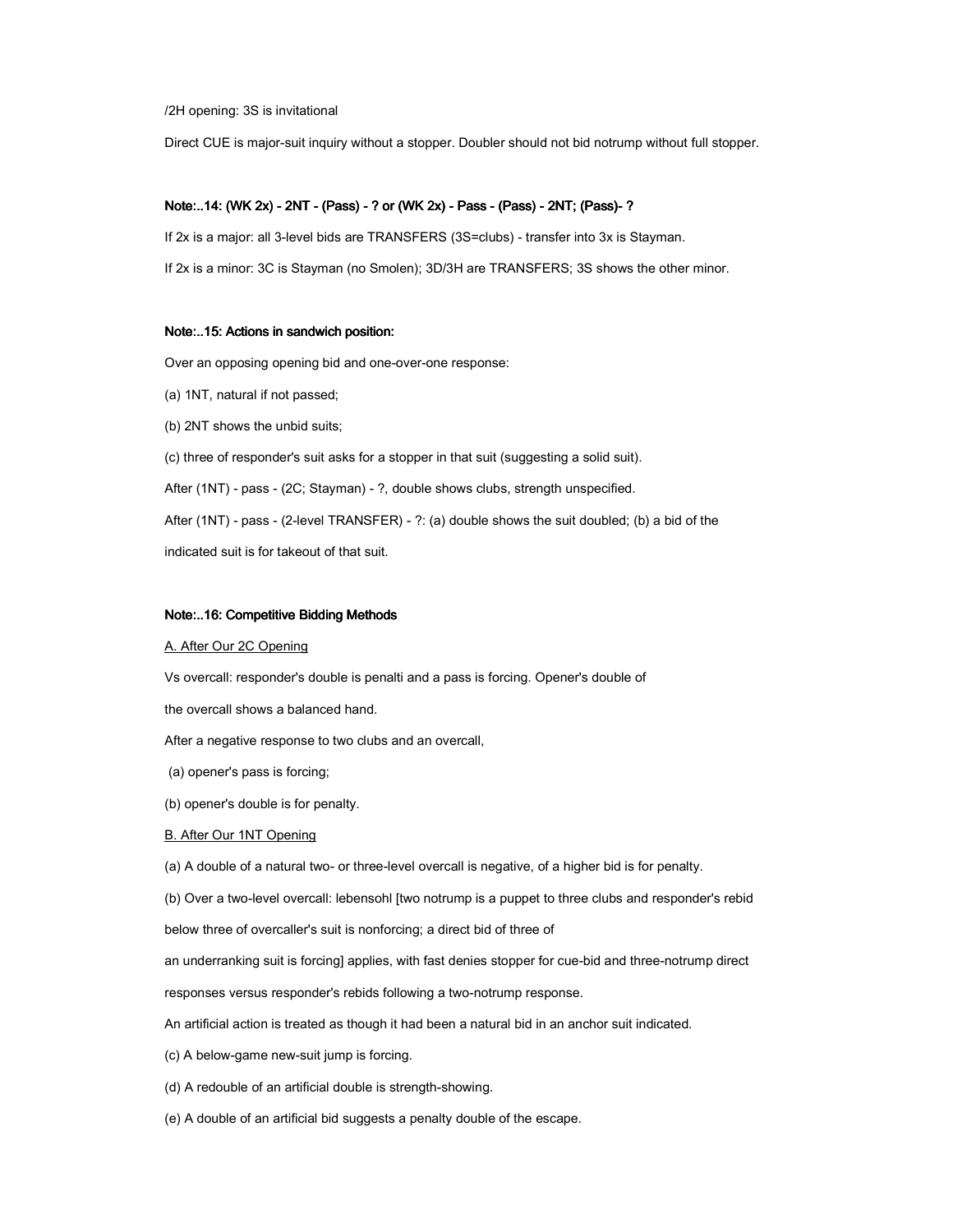/2H opening: 3S is invitational

Direct CUE is major-suit inquiry without a stopper. Doubler should not bid notrump without full stopper.

**Note:..14: (WK 2x) - 2NT - (Pass) - ? or (WK 2x) - Pass - (Pass) - 2NT; (Pass)- ?**

If 2x is a major: all 3-level bids are TRANSFERS (3S=clubs) - transfer into 3x is Stayman.

If 2x is a minor: 3C is Stayman (no Smolen); 3D/3H are TRANSFERS; 3S shows the other minor.

**Note:..15: Actions in sandwich position:**

Over an opposing opening bid and one-over-one response:

(a) 1NT, natural if not passed;

(b) 2NT shows the unbid suits;

(c) three of responder's suit asks for a stopper in that suit (suggesting a solid suit).

After (1NT) - pass - (2C; Stayman) - ?, double shows clubs, strength unspecified.

After (1NT) - pass - (2-level TRANSFER) - ?: (a) double shows the suit doubled; (b) a bid of the indicated suit is for takeout of that suit.

**Note:..16: Competitive Bidding Methods**

A. After Our 2C Opening

Vs overcall: responder's double is penalti and a pass is forcing. Opener's double of the overcall shows a balanced hand.

After a negative response to two clubs and an overcall,

(a) opener's pass is forcing;

(b) opener's double is for penalty.

B. After Our 1NT Opening

(a) A double of a natural two- or three-level overcall is negative, of a higher bid is for penalty.

(b) Over a two-level overcall: lebensohl [two notrump is a puppet to three clubs and responder's rebid below three of overcaller's suit is nonforcing; a direct bid of three of an underranking suit is forcing] applies, with fast denies stopper for cue-bid and three-notrump direct responses versus responder's rebids following a two-notrump response.

An artificial action is treated as though it had been a natural bid in an anchor suit indicated.

(c) A below-game new-suit jump is forcing.

(d) A redouble of an artificial double is strength-showing.

(e) A double of an artificial bid suggests a penalty double of the escape.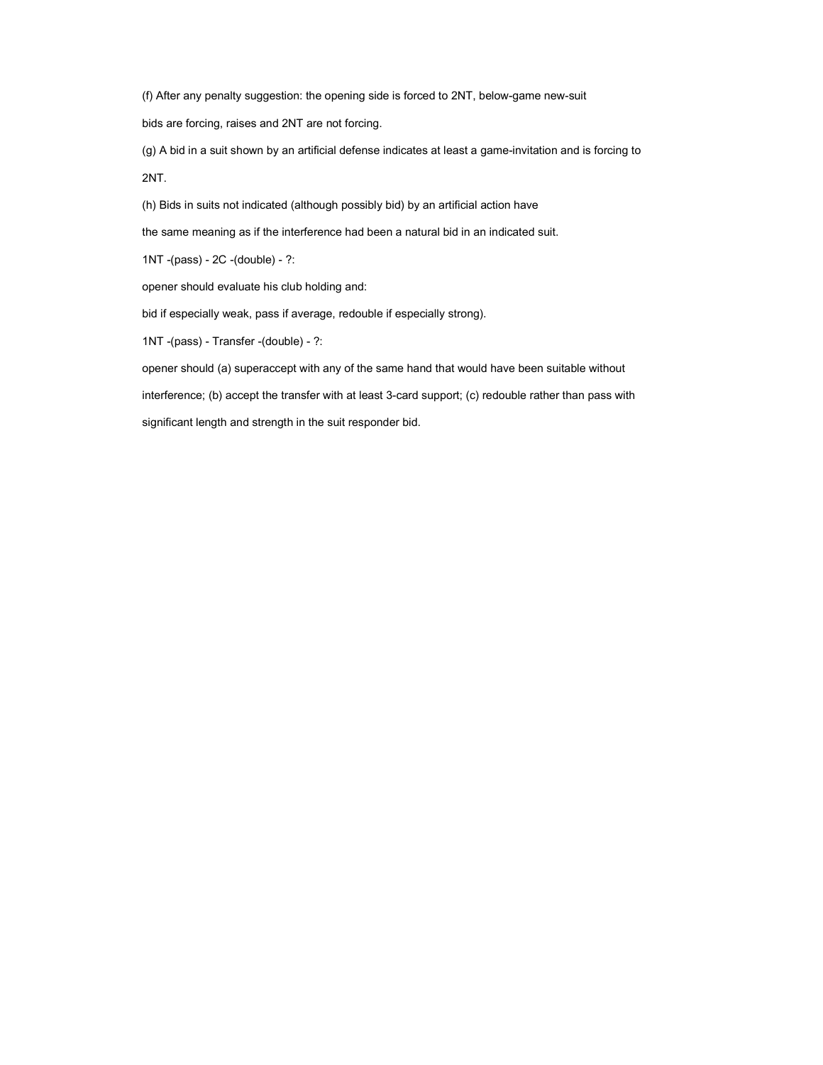(f) After any penalty suggestion: the opening side is forced to 2NT, below-game new-suit bids are forcing, raises and 2NT are not forcing.

(g) A bid in a suit shown by an artificial defense indicates at least a game-invitation and is forcing to 2NT.

(h) Bids in suits not indicated (although possibly bid) by an artificial action have the same meaning as if the interference had been a natural bid in an indicated suit.

1NT -(pass) - 2C -(double) - ?:

opener should evaluate his club holding and:

bid if especially weak, pass if average, redouble if especially strong).

1NT -(pass) - Transfer -(double) - ?:

opener should (a) superaccept with any of the same hand that would have been suitable without interference; (b) accept the transfer with at least 3-card support; (c) redouble rather than pass with significant length and strength in the suit responder bid.